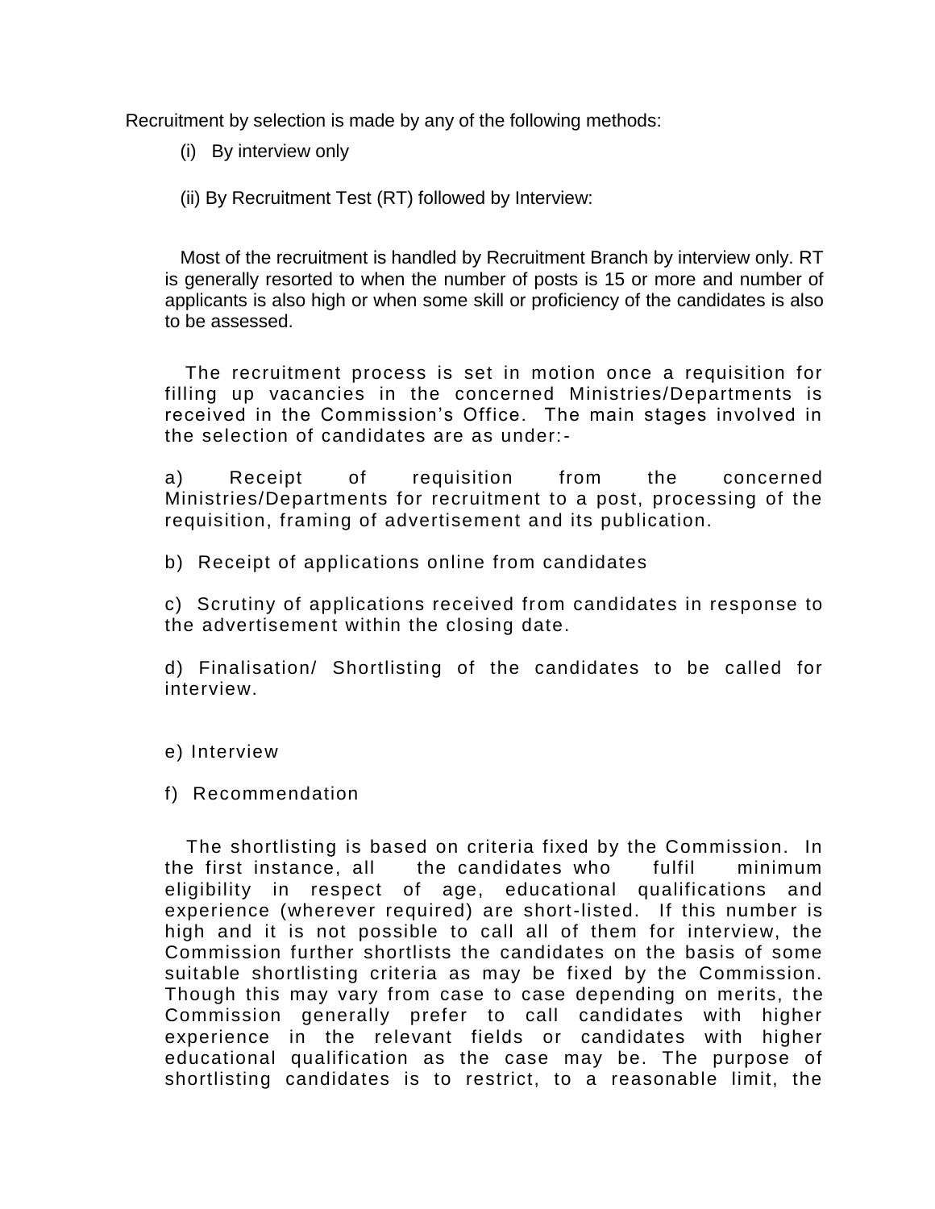Recruitment by selection is made by any of the following methods:

(i) By interview only

(ii) By Recruitment Test (RT) followed by Interview:

Most of the recruitment is handled by Recruitment Branch by interview only. RT is generally resorted to when the number of posts is 15 or more and number of applicants is also high or when some skill or proficiency of the candidates is also to be assessed.

The recruitment process is set in motion once a requisition for filling up vacancies in the concerned Ministries/Departments is received in the Commission's Office. The main stages involved in the selection of candidates are as under:-

a) Receipt of requisition from the concerned Ministries/Departments for recruitment to a post, processing of the requisition, framing of advertisement and its publication.

b) Receipt of applications online from candidates

c) Scrutiny of applications received from candidates in response to the advertisement within the closing date.

d) Finalisation/ Shortlisting of the candidates to be called for interview.

e) Interview

f) Recommendation

The shortlisting is based on criteria fixed by the Commission. In the first instance, all the candidates who fulfil minimum eligibility in respect of age, educational qualifications and experience (wherever required) are short-listed. If this number is high and it is not possible to call all of them for interview, the Commission further shortlists the candidates on the basis of some suitable shortlisting criteria as may be fixed by the Commission. Though this may vary from case to case depending on merits, the Commission generally prefer to call candidates with higher experience in the relevant fields or candidates with higher educational qualification as the case may be. The purpose of shortlisting candidates is to restrict, to a reasonable limit, the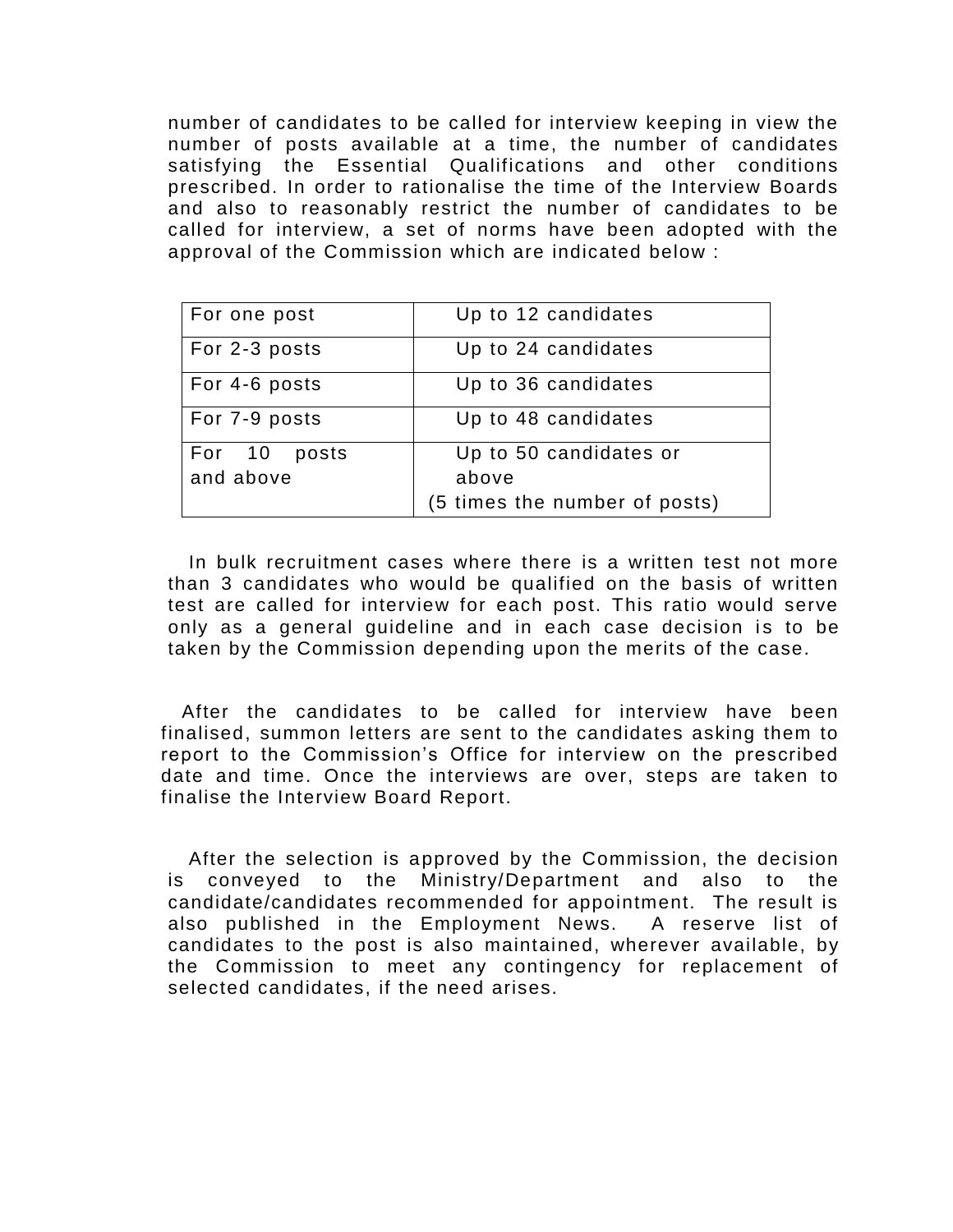number of candidates to be called for interview keeping in view the number of posts available at a time, the number of candidates satisfying the Essential Qualifications and other conditions prescribed. In order to rationalise the time of the Interview Boards and also to reasonably restrict the number of candidates to be called for interview, a set of norms have been adopted with the approval of the Commission which are indicated below :

| | |
|---|---|
| For one post | Up to 12 candidates |
| For 2-3 posts | Up to 24 candidates |
| For 4-6 posts | Up to 36 candidates |
| For 7-9 posts | Up to 48 candidates |
| For 10 posts and above | Up to 50 candidates or above (5 times the number of posts) |

In bulk recruitment cases where there is a written test not more than 3 candidates who would be qualified on the basis of written test are called for interview for each post. This ratio would serve only as a general guideline and in each case decision is to be taken by the Commission depending upon the merits of the case.

After the candidates to be called for interview have been finalised, summon letters are sent to the candidates asking them to report to the Commission's Office for interview on the prescribed date and time. Once the interviews are over, steps are taken to finalise the Interview Board Report.

After the selection is approved by the Commission, the decision is conveyed to the Ministry/Department and also to the candidate/candidates recommended for appointment. The result is also published in the Employment News. A reserve list of candidates to the post is also maintained, wherever available, by the Commission to meet any contingency for replacement of selected candidates, if the need arises.